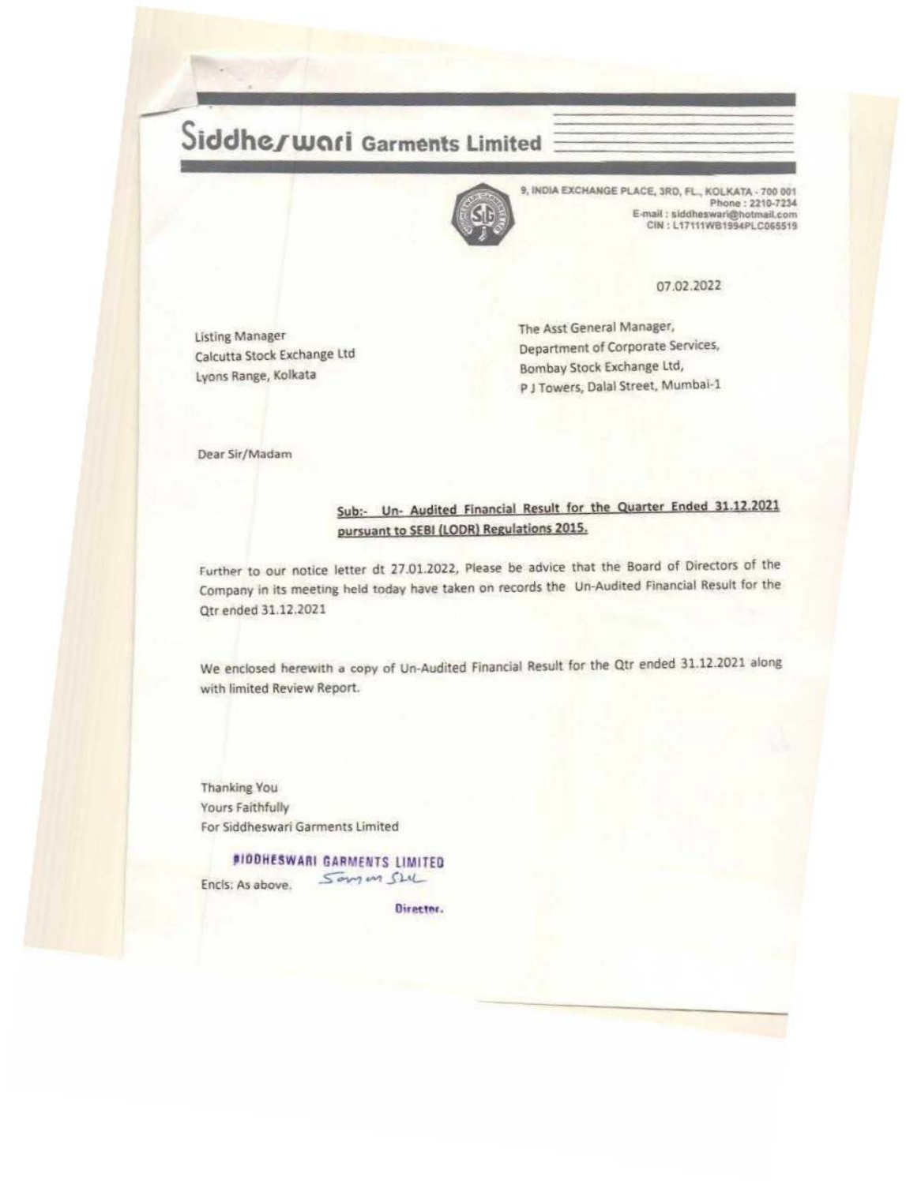# Siddheswari Garments Limited

9, INDIA EXCHANGE PLACE, 3RD, FL., KOLKATA - 700 001
Phone : 2210-7234
E-mail : siddheswari@hotmail.com
CIN : L17111WB1994PLC065519

07.02.2022

Listing Manager
Calcutta Stock Exchange Ltd
Lyons Range, Kolkata

The Asst General Manager,
Department of Corporate Services,
Bombay Stock Exchange Ltd,
P J Towers, Dalal Street, Mumbai-1

Dear Sir/Madam

**Sub:- Un- Audited Financial Result for the Quarter Ended 31.12.2021 pursuant to SEBI (LODR) Regulations 2015.**

Further to our notice letter dt 27.01.2022, Please be advice that the Board of Directors of the Company in its meeting held today have taken on records the Un-Audited Financial Result for the Qtr ended 31.12.2021

We enclosed herewith a copy of Un-Audited Financial Result for the Qtr ended 31.12.2021 along with limited Review Report.

Thanking You
Yours Faithfully
For Siddheswari Garments Limited

SIDDHESWARI GARMENTS LIMITED

Encls: As above.

Director.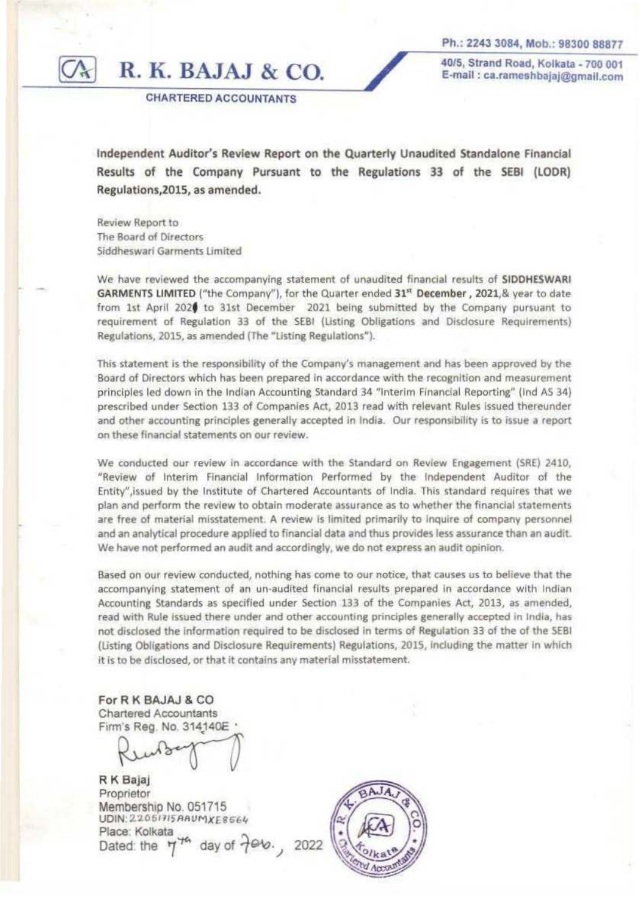Ph.: 2243 3084, Mob.: 98300 88877

# R. K. BAJAJ & CO.

**CHARTERED ACCOUNTANTS**

40/5, Strand Road, Kolkata - 700 001
E-mail : ca.rameshbajaj@gmail.com

**Independent Auditor's Review Report on the Quarterly Unaudited Standalone Financial Results of the Company Pursuant to the Regulations 33 of the SEBI (LODR) Regulations,2015, as amended.**

Review Report to
The Board of Directors
Siddheswari Garments Limited

We have reviewed the accompanying statement of unaudited financial results of **SIDDHESWARI GARMENTS LIMITED** ("the Company"), for the Quarter ended **31st December, 2021**,& year to date from 1st April 2021 to 31st December 2021 being submitted by the Company pursuant to requirement of Regulation 33 of the SEBI (Listing Obligations and Disclosure Requirements) Regulations, 2015, as amended (The "Listing Regulations").

This statement is the responsibility of the Company's management and has been approved by the Board of Directors which has been prepared in accordance with the recognition and measurement principles led down in the Indian Accounting Standard 34 "Interim Financial Reporting" (Ind AS 34) prescribed under Section 133 of Companies Act, 2013 read with relevant Rules issued thereunder and other accounting principles generally accepted in India. Our responsibility is to issue a report on these financial statements on our review.

We conducted our review in accordance with the Standard on Review Engagement (SRE) 2410, "Review of Interim Financial Information Performed by the Independent Auditor of the Entity",issued by the Institute of Chartered Accountants of India. This standard requires that we plan and perform the review to obtain moderate assurance as to whether the financial statements are free of material misstatement. A review is limited primarily to inquire of company personnel and an analytical procedure applied to financial data and thus provides less assurance than an audit. We have not performed an audit and accordingly, we do not express an audit opinion.

Based on our review conducted, nothing has come to our notice, that causes us to believe that the accompanying statement of an un-audited financial results prepared in accordance with Indian Accounting Standards as specified under Section 133 of the Companies Act, 2013, as amended, read with Rule issued there under and other accounting principles generally accepted in India, has not disclosed the information required to be disclosed in terms of Regulation 33 of the of the SEBI (Listing Obligations and Disclosure Requirements) Regulations, 2015, including the matter in which it is to be disclosed, or that it contains any material misstatement.

**For R K BAJAJ & CO**
Chartered Accountants
Firm's Reg. No. 314140E

**R K Bajaj**
Proprietor
Membership No. 051715
UDIN: 22051715AAUMXE8564
Place: Kolkata
Dated: the 7th day of Feb., 2022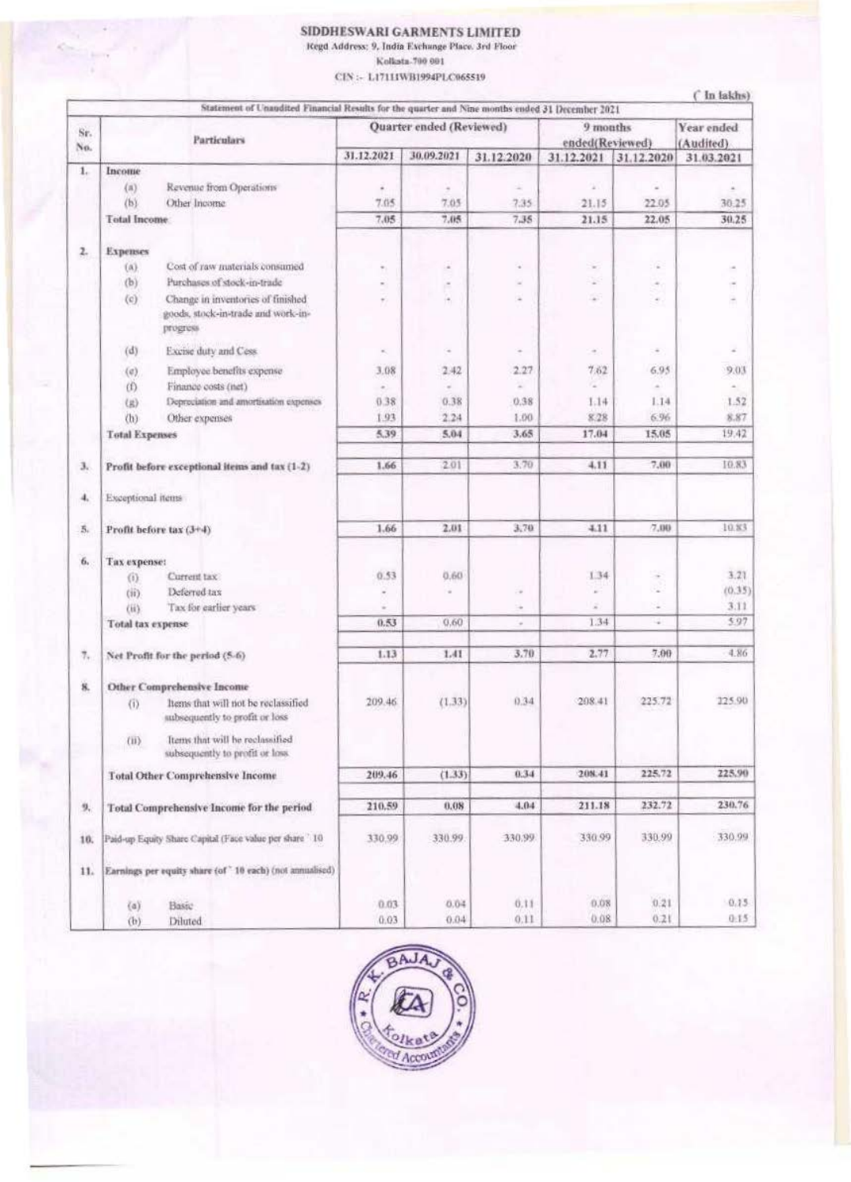# SIDDHESWARI GARMENTS LIMITED

Regd Address: 9, India Exchange Place, 3rd Floor

Kolkata-700 001

CIN :- L17111WB1994PLC065519

(` In lakhs)

**Statement of Unaudited Financial Results for the quarter and Nine months ended 31 December 2021**

| Sr. No. | Particulars | | Quarter ended (Reviewed) | | | 9 months ended(Reviewed) | | Year ended (Audited) |
|---|---|---|---|---|---|---|---|---|
| | | | 31.12.2021 | 30.09.2021 | 31.12.2020 | 31.12.2021 | 31.12.2020 | 31.03.2021 |
| 1. | **Income** | | | | | | | |
| | (a) | Revenue from Operations | - | - | - | - | - | - |
| | (b) | Other Income | 7.05 | 7.05 | 7.35 | 21.15 | 22.05 | 30.25 |
| | **Total Income** | | 7.05 | 7.05 | 7.35 | 21.15 | 22.05 | 30.25 |
| 2. | **Expenses** | | | | | | | |
| | (a) | Cost of raw materials consumed | - | - | - | - | - | - |
| | (b) | Purchases of stock-in-trade | - | - | - | - | - | - |
| | (c) | Change in inventories of finished goods, stock-in-trade and work-in-progress | - | - | - | - | - | - |
| | (d) | Excise duty and Cess | - | - | - | - | - | - |
| | (e) | Employee benefits expense | 3.08 | 2.42 | 2.27 | 7.62 | 6.95 | 9.03 |
| | (f) | Finance costs (net) | - | - | - | - | - | - |
| | (g) | Depreciation and amortisation expenses | 0.38 | 0.38 | 0.38 | 1.14 | 1.14 | 1.52 |
| | (h) | Other expenses | 1.93 | 2.24 | 1.00 | 8.28 | 6.96 | 8.87 |
| | **Total Expenses** | | 5.39 | 5.04 | 3.65 | 17.04 | 15.05 | 19.42 |
| 3. | **Profit before exceptional items and tax (1-2)** | | 1.66 | 2.01 | 3.70 | 4.11 | 7.00 | 10.83 |
| 4. | Exceptional items | | | | | | | |
| 5. | **Profit before tax (3+4)** | | 1.66 | 2.01 | 3.70 | 4.11 | 7.00 | 10.83 |
| 6. | **Tax expense:** | | | | | | | |
| | (i) | Current tax | 0.53 | 0.60 | | 1.34 | - | 3.21 |
| | (ii) | Deferred tax | - | - | - | - | - | (0.35) |
| | (ii) | Tax for earlier years | - | | - | - | - | 3.11 |
| | **Total tax expense** | | 0.53 | 0.60 | - | 1.34 | - | 5.97 |
| 7. | **Net Profit for the period (5-6)** | | 1.13 | 1.41 | 3.70 | 2.77 | 7.00 | 4.86 |
| 8. | **Other Comprehensive Income** | | | | | | | |
| | (i) | Items that will not be reclassified subsequently to profit or loss | 209.46 | (1.33) | 0.34 | 208.41 | 225.72 | 225.90 |
| | (ii) | Items that will be reclassified subsequently to profit or loss | | | | | | |
| | **Total Other Comprehensive Income** | | 209.46 | (1.33) | 0.34 | 208.41 | 225.72 | 225.90 |
| 9. | **Total Comprehensive Income for the period** | | 210.59 | 0.08 | 4.04 | 211.18 | 232.72 | 230.76 |
| 10. | Paid-up Equity Share Capital (Face value per share ` 10 | | 330.99 | 330.99 | 330.99 | 330.99 | 330.99 | 330.99 |
| 11. | Earnings per equity share (of ` 10 each) (not annualised) | | | | | | | |
| | (a) | Basic | 0.03 | 0.04 | 0.11 | 0.08 | 0.21 | 0.15 |
| | (b) | Diluted | 0.03 | 0.04 | 0.11 | 0.08 | 0.21 | 0.15 |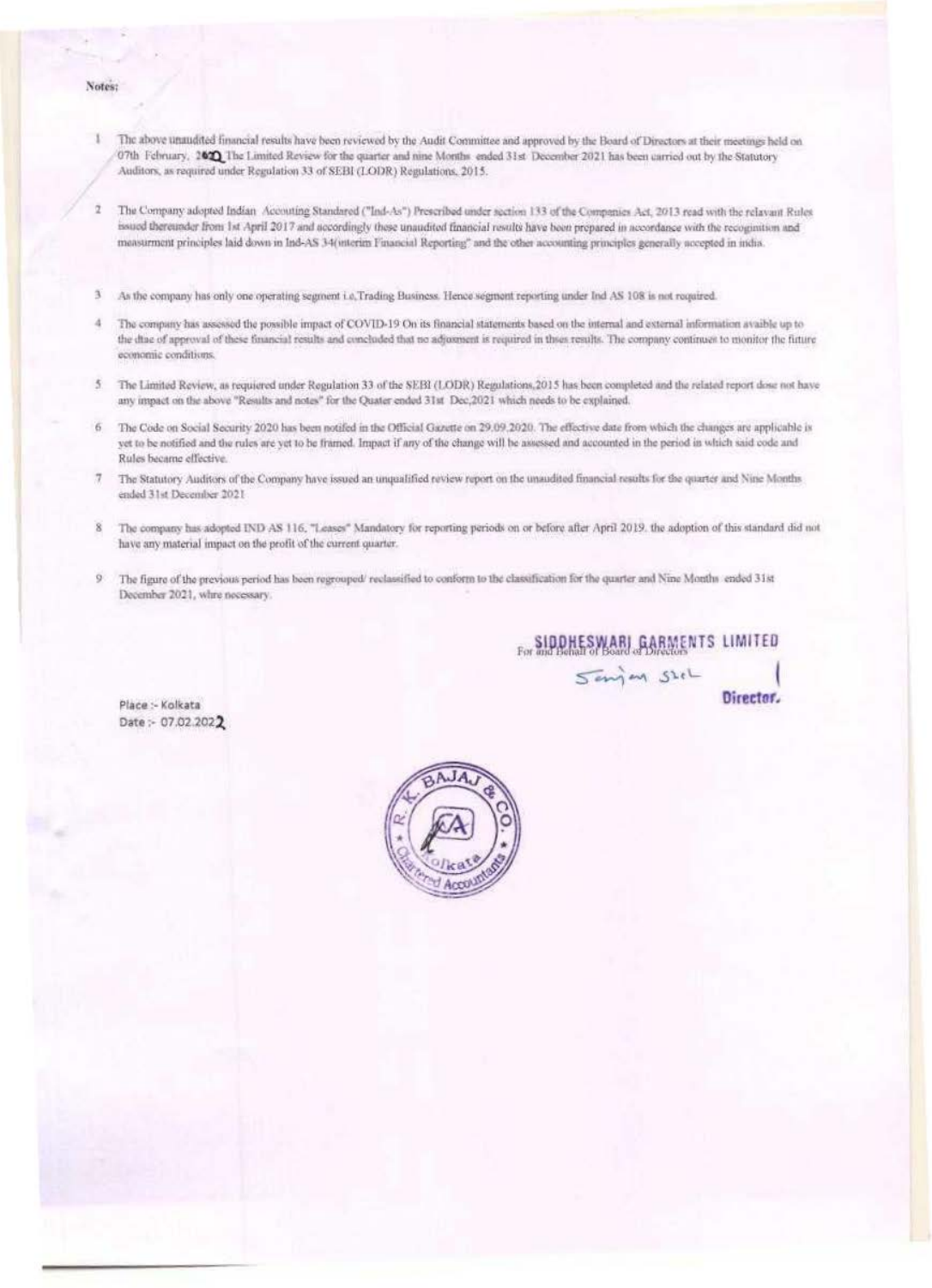**Notes:**

1. The above unaudited financial results have been reviewed by the Audit Committee and approved by the Board of Directors at their meetings held on 07th February, 2022. The Limited Review for the quarter and nine Months ended 31st December 2021 has been carried out by the Statutory Auditors, as required under Regulation 33 of SEBI (LODR) Regulations, 2015.

2. The Company adopted Indian Accounting Standared ("Ind-As") Prescribed under section 133 of the Companies Act, 2013 read with the relavant Rules issued thereunder from 1st April 2017 and accordingly these unaudited financial results have been prepared in accordance with the recoginition and measurment principles laid down in Ind-AS 34(interim Financial Reporting" and the other accounting principles generally accepted in india.

3. As the company has only one operating segment i.e,Trading Business. Hence segment reporting under Ind AS 108 is not required.

4. The company has assessed the possible impact of COVID-19 On its financial statements based on the internal and external information avaible up to the dtae of approval of these financial results and concluded that no adjusment is required in thses results. The company continues to monitor the future economic conditions.

5. The Limited Review, as requiered under Regulation 33 of the SEBI (LODR) Regulations,2015 has been completed and the related report dose not have any impact on the above "Results and notes" for the Quater ended 31st Dec,2021 which needs to be explained.

6. The Code on Social Security 2020 has been notifed in the Official Gazette on 29.09.2020. The effective date from which the changes are applicable is yet to be notified and the rules are yet to be framed. Impact if any of the change will be assessed and accounted in the period in which said code and Rules became effective.

7. The Statutory Auditors of the Company have issued an unqualified review report on the unaudited financial results for the quarter and Nine Months ended 31st December 2021

8. The company has adopted IND AS 116, "Leases" Mandatory for reporting periods on or before after April 2019. the adoption of this standard did not have any material impact on the profit of the current quarter.

9. The figure of the previous period has been regrouped/ reclassified to conform to the classification for the quarter and Nine Months ended 31st December 2021, whre necessary.

For and Behalf of Board of Directors
SIDDHESWARI GARMENTS LIMITED

Sanjay Sikl

Director.

Place :- Kolkata
Date :- 07.02.2022